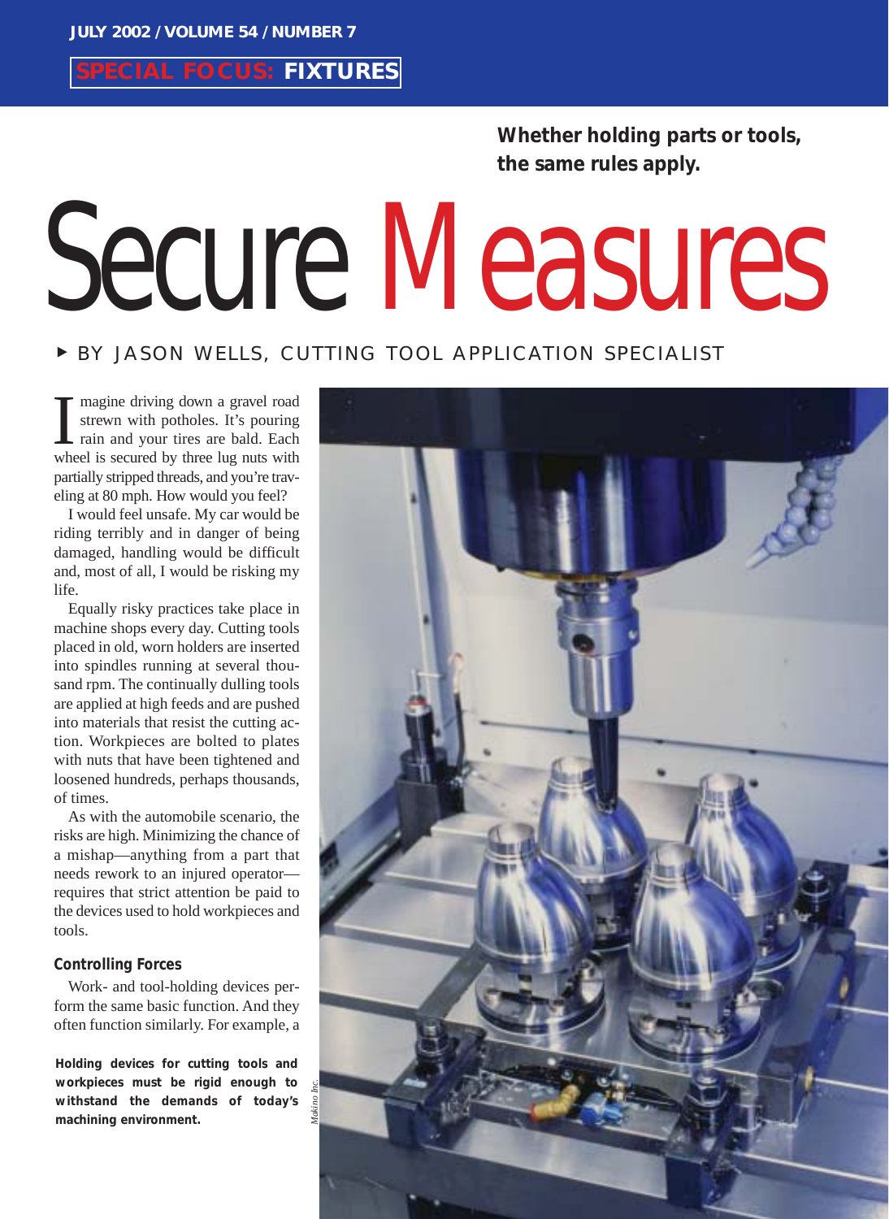SPECIAL FOCUS: FIXTURES

**Whether holding parts or tools, the same rules apply.**

# Secure Measures

BY JASON WELLS, CUTTING TOOL APPLICATION SPECIALIST

Imagine driving down a gravel road strewn with potholes. It's pouring rain and your tires are bald. Each wheel is secured by three lug nuts with partially stripped threads, and you're traveling at 80 mph. How would you feel?

I would feel unsafe. My car would be riding terribly and in danger of being damaged, handling would be difficult and, most of all, I would be risking my life.

Equally risky practices take place in machine shops every day. Cutting tools placed in old, worn holders are inserted into spindles running at several thousand rpm. The continually dulling tools are applied at high feeds and are pushed into materials that resist the cutting action. Workpieces are bolted to plates with nuts that have been tightened and loosened hundreds, perhaps thousands, of times.

As with the automobile scenario, the risks are high. Minimizing the chance of a mishap—anything from a part that needs rework to an injured operator—requires that strict attention be paid to the devices used to hold workpieces and tools.

### Controlling Forces

Work- and tool-holding devices perform the same basic function. And they often function similarly. For example, a

**Holding devices for cutting tools and workpieces must be rigid enough to withstand the demands of today's machining environment.**

*Makino Inc.*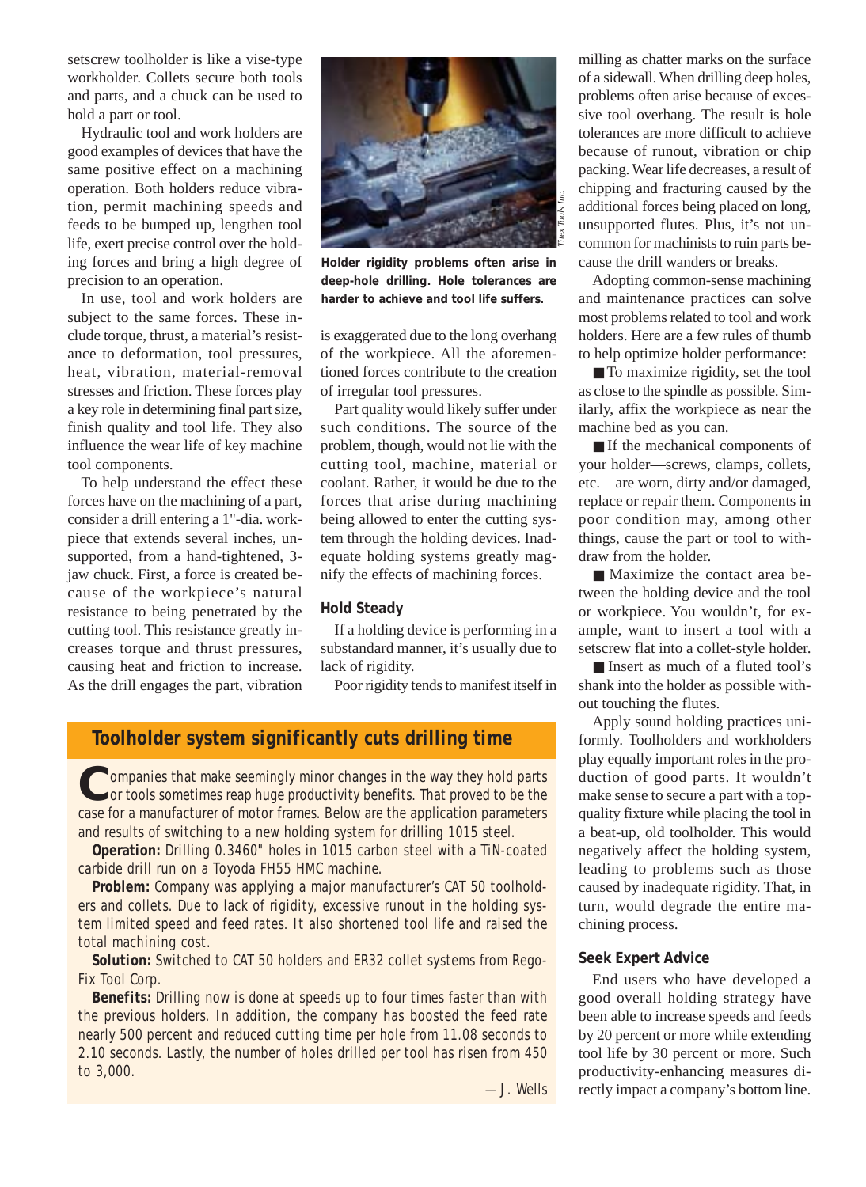setscrew toolholder is like a vise-type workholder. Collets secure both tools and parts, and a chuck can be used to hold a part or tool.

Hydraulic tool and work holders are good examples of devices that have the same positive effect on a machining operation. Both holders reduce vibration, permit machining speeds and feeds to be bumped up, lengthen tool life, exert precise control over the holding forces and bring a high degree of precision to an operation.

In use, tool and work holders are subject to the same forces. These include torque, thrust, a material's resistance to deformation, tool pressures, heat, vibration, material-removal stresses and friction. These forces play a key role in determining final part size, finish quality and tool life. They also influence the wear life of key machine tool components.

To help understand the effect these forces have on the machining of a part, consider a drill entering a 1"-dia. workpiece that extends several inches, unsupported, from a hand-tightened, 3-jaw chuck. First, a force is created because of the workpiece's natural resistance to being penetrated by the cutting tool. This resistance greatly increases torque and thrust pressures, causing heat and friction to increase. As the drill engages the part, vibration is exaggerated due to the long overhang of the workpiece. All the aforementioned forces contribute to the creation of irregular tool pressures.

*Titex Tools Inc.*

**Holder rigidity problems often arise in deep-hole drilling. Hole tolerances are harder to achieve and tool life suffers.**

Part quality would likely suffer under such conditions. The source of the problem, though, would not lie with the cutting tool, machine, material or coolant. Rather, it would be due to the forces that arise during machining being allowed to enter the cutting system through the holding devices. Inadequate holding systems greatly magnify the effects of machining forces.

### Hold Steady

If a holding device is performing in a substandard manner, it's usually due to lack of rigidity.

Poor rigidity tends to manifest itself in milling as chatter marks on the surface of a sidewall. When drilling deep holes, problems often arise because of excessive tool overhang. The result is hole tolerances are more difficult to achieve because of runout, vibration or chip packing. Wear life decreases, a result of chipping and fracturing caused by the additional forces being placed on long, unsupported flutes. Plus, it's not uncommon for machinists to ruin parts because the drill wanders or breaks.

Adopting common-sense machining and maintenance practices can solve most problems related to tool and work holders. Here are a few rules of thumb to help optimize holder performance:

- To maximize rigidity, set the tool as close to the spindle as possible. Similarly, affix the workpiece as near the machine bed as you can.
- If the mechanical components of your holder—screws, clamps, collets, etc.—are worn, dirty and/or damaged, replace or repair them. Components in poor condition may, among other things, cause the part or tool to withdraw from the holder.
- Maximize the contact area between the holding device and the tool or workpiece. You wouldn't, for example, want to insert a tool with a setscrew flat into a collet-style holder.
- Insert as much of a fluted tool's shank into the holder as possible without touching the flutes.

Apply sound holding practices uniformly. Toolholders and workholders play equally important roles in the production of good parts. It wouldn't make sense to secure a part with a top-quality fixture while placing the tool in a beat-up, old toolholder. This would negatively affect the holding system, leading to problems such as those caused by inadequate rigidity. That, in turn, would degrade the entire machining process.

### Seek Expert Advice

End users who have developed a good overall holding strategy have been able to increase speeds and feeds by 20 percent or more while extending tool life by 30 percent or more. Such productivity-enhancing measures directly impact a company's bottom line.

---

### Toolholder system significantly cuts drilling time

Companies that make seemingly minor changes in the way they hold parts or tools sometimes reap huge productivity benefits. That proved to be the case for a manufacturer of motor frames. Below are the application parameters and results of switching to a new holding system for drilling 1015 steel.

**Operation:** Drilling 0.3460" holes in 1015 carbon steel with a TiN-coated carbide drill run on a Toyoda FH55 HMC machine.

**Problem:** Company was applying a major manufacturer's CAT 50 toolholders and collets. Due to lack of rigidity, excessive runout in the holding system limited speed and feed rates. It also shortened tool life and raised the total machining cost.

**Solution:** Switched to CAT 50 holders and ER32 collet systems from Rego-Fix Tool Corp.

**Benefits:** Drilling now is done at speeds up to four times faster than with the previous holders. In addition, the company has boosted the feed rate nearly 500 percent and reduced cutting time per hole from 11.08 seconds to 2.10 seconds. Lastly, the number of holes drilled per tool has risen from 450 to 3,000.

—J. Wells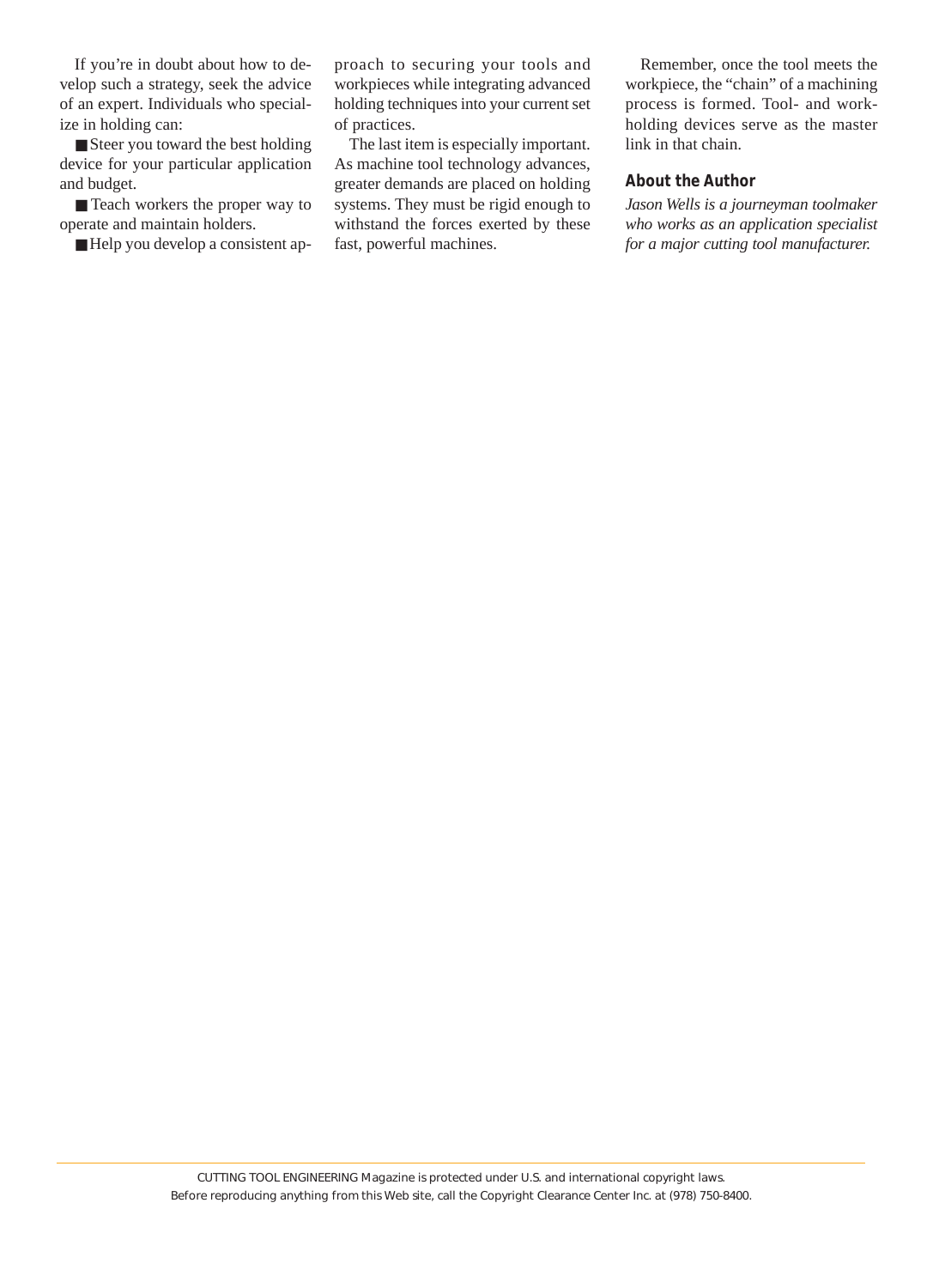If you're in doubt about how to develop such a strategy, seek the advice of an expert. Individuals who specialize in holding can:

- Steer you toward the best holding device for your particular application and budget.
- Teach workers the proper way to operate and maintain holders.
- Help you develop a consistent approach to securing your tools and workpieces while integrating advanced holding techniques into your current set of practices.

The last item is especially important. As machine tool technology advances, greater demands are placed on holding systems. They must be rigid enough to withstand the forces exerted by these fast, powerful machines.

Remember, once the tool meets the workpiece, the "chain" of a machining process is formed. Tool- and workholding devices serve as the master link in that chain.

### About the Author

*Jason Wells is a journeyman toolmaker who works as an application specialist for a major cutting tool manufacturer.*

CUTTING TOOL ENGINEERING Magazine is protected under U.S. and international copyright laws.
Before reproducing anything from this Web site, call the Copyright Clearance Center Inc. at (978) 750-8400.